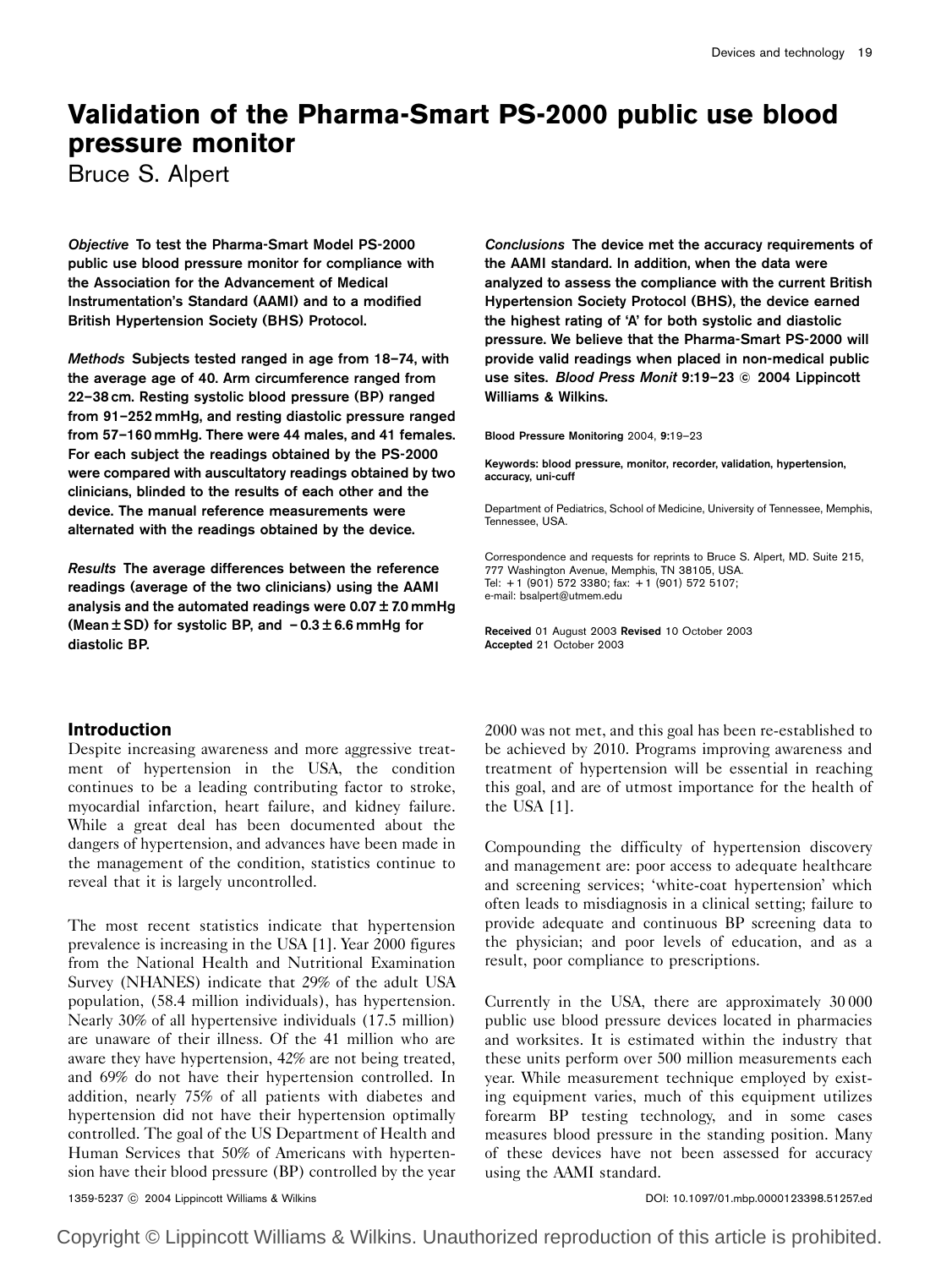# Validation of the Pharma-Smart PS-2000 public use blood pressure monitor

Bruce S. Alpert

***Objective*** **To test the Pharma-Smart Model PS-2000 public use blood pressure monitor for compliance with the Association for the Advancement of Medical Instrumentation's Standard (AAMI) and to a modified British Hypertension Society (BHS) Protocol.**

***Methods*** **Subjects tested ranged in age from 18–74, with the average age of 40. Arm circumference ranged from 22–38 cm. Resting systolic blood pressure (BP) ranged from 91–252 mmHg, and resting diastolic pressure ranged from 57–160 mmHg. There were 44 males, and 41 females. For each subject the readings obtained by the PS-2000 were compared with auscultatory readings obtained by two clinicians, blinded to the results of each other and the device. The manual reference measurements were alternated with the readings obtained by the device.**

***Results*** **The average differences between the reference readings (average of the two clinicians) using the AAMI analysis and the automated readings were 0.07 ± 7.0 mmHg (Mean ± SD) for systolic BP, and − 0.3 ± 6.6 mmHg for diastolic BP.**

***Conclusions*** **The device met the accuracy requirements of the AAMI standard. In addition, when the data were analyzed to assess the compliance with the current British Hypertension Society Protocol (BHS), the device earned the highest rating of 'A' for both systolic and diastolic pressure. We believe that the Pharma-Smart PS-2000 will provide valid readings when placed in non-medical public use sites.** ***Blood Press Monit*** **9:19–23 © 2004 Lippincott Williams & Wilkins.**

Blood Pressure Monitoring 2004, 9:19–23

**Keywords: blood pressure, monitor, recorder, validation, hypertension, accuracy, uni-cuff**

Department of Pediatrics, School of Medicine, University of Tennessee, Memphis, Tennessee, USA.

Correspondence and requests for reprints to Bruce S. Alpert, MD. Suite 215, 777 Washington Avenue, Memphis, TN 38105, USA.
Tel: +1 (901) 572 3380; fax: +1 (901) 572 5107;
e-mail: bsalpert@utmem.edu

**Received** 01 August 2003 **Revised** 10 October 2003 **Accepted** 21 October 2003

## Introduction

Despite increasing awareness and more aggressive treatment of hypertension in the USA, the condition continues to be a leading contributing factor to stroke, myocardial infarction, heart failure, and kidney failure. While a great deal has been documented about the dangers of hypertension, and advances have been made in the management of the condition, statistics continue to reveal that it is largely uncontrolled.

The most recent statistics indicate that hypertension prevalence is increasing in the USA [1]. Year 2000 figures from the National Health and Nutritional Examination Survey (NHANES) indicate that 29% of the adult USA population, (58.4 million individuals), has hypertension. Nearly 30% of all hypertensive individuals (17.5 million) are unaware of their illness. Of the 41 million who are aware they have hypertension, 42% are not being treated, and 69% do not have their hypertension controlled. In addition, nearly 75% of all patients with diabetes and hypertension did not have their hypertension optimally controlled. The goal of the US Department of Health and Human Services that 50% of Americans with hypertension have their blood pressure (BP) controlled by the year 2000 was not met, and this goal has been re-established to be achieved by 2010. Programs improving awareness and treatment of hypertension will be essential in reaching this goal, and are of utmost importance for the health of the USA [1].

Compounding the difficulty of hypertension discovery and management are: poor access to adequate healthcare and screening services; 'white-coat hypertension' which often leads to misdiagnosis in a clinical setting; failure to provide adequate and continuous BP screening data to the physician; and poor levels of education, and as a result, poor compliance to prescriptions.

Currently in the USA, there are approximately 30 000 public use blood pressure devices located in pharmacies and worksites. It is estimated within the industry that these units perform over 500 million measurements each year. While measurement technique employed by existing equipment varies, much of this equipment utilizes forearm BP testing technology, and in some cases measures blood pressure in the standing position. Many of these devices have not been assessed for accuracy using the AAMI standard.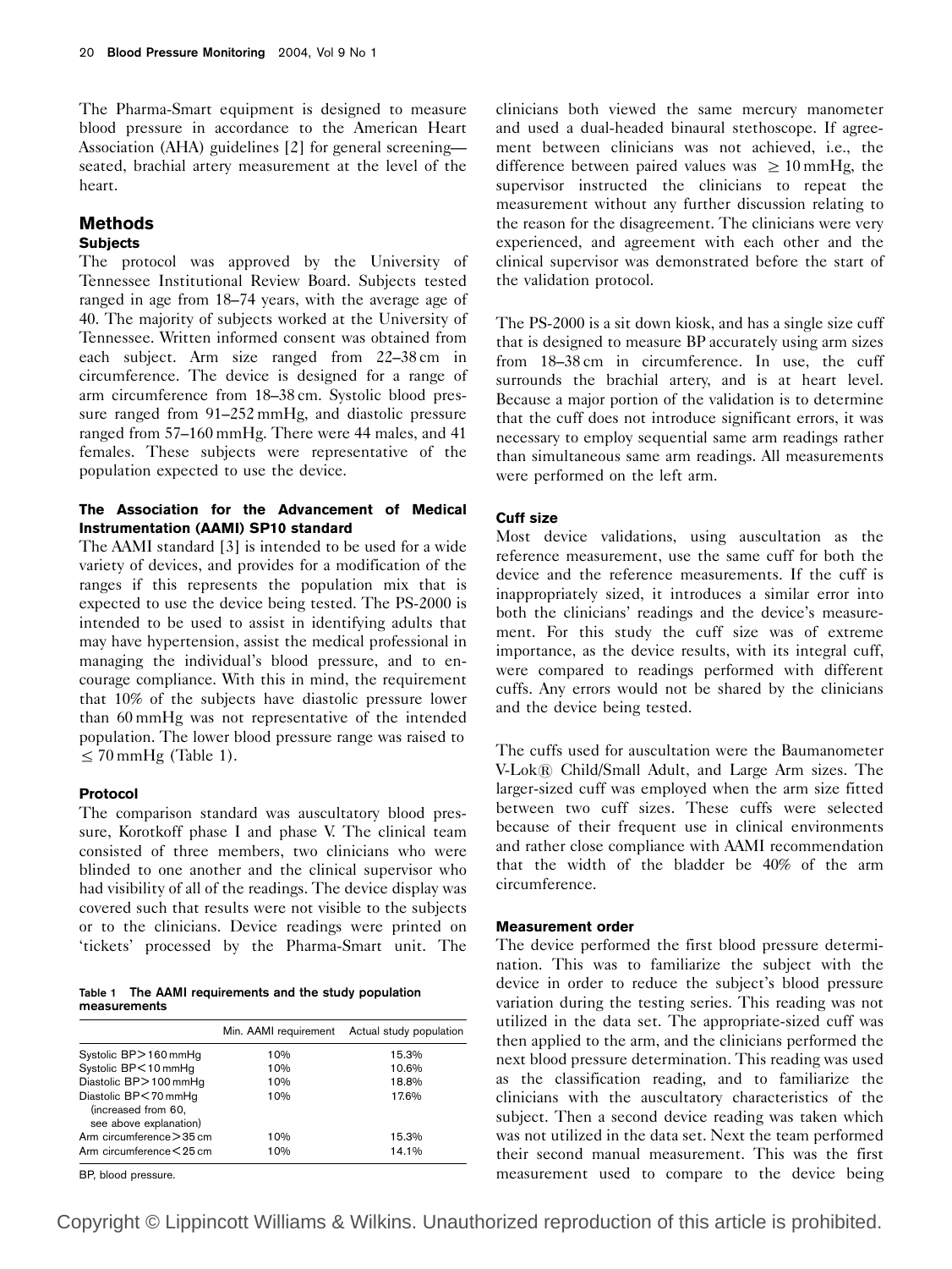The Pharma-Smart equipment is designed to measure blood pressure in accordance to the American Heart Association (AHA) guidelines [2] for general screening—seated, brachial artery measurement at the level of the heart.

## Methods

### Subjects

The protocol was approved by the University of Tennessee Institutional Review Board. Subjects tested ranged in age from 18–74 years, with the average age of 40. The majority of subjects worked at the University of Tennessee. Written informed consent was obtained from each subject. Arm size ranged from 22–38 cm in circumference. The device is designed for a range of arm circumference from 18–38 cm. Systolic blood pressure ranged from 91–252 mmHg, and diastolic pressure ranged from 57–160 mmHg. There were 44 males, and 41 females. These subjects were representative of the population expected to use the device.

### The Association for the Advancement of Medical Instrumentation (AAMI) SP10 standard

The AAMI standard [3] is intended to be used for a wide variety of devices, and provides for a modification of the ranges if this represents the population mix that is expected to use the device being tested. The PS-2000 is intended to be used to assist in identifying adults that may have hypertension, assist the medical professional in managing the individual's blood pressure, and to encourage compliance. With this in mind, the requirement that 10% of the subjects have diastolic pressure lower than 60 mmHg was not representative of the intended population. The lower blood pressure range was raised to ≤ 70 mmHg (Table 1).

**Table 1 The AAMI requirements and the study population measurements**

| | Min. AAMI requirement | Actual study population |
|---|---|---|
| Systolic BP > 160 mmHg | 10% | 15.3% |
| Systolic BP < 10 mmHg | 10% | 10.6% |
| Diastolic BP > 100 mmHg | 10% | 18.8% |
| Diastolic BP < 70 mmHg (increased from 60, see above explanation) | 10% | 17.6% |
| Arm circumference > 35 cm | 10% | 15.3% |
| Arm circumference < 25 cm | 10% | 14.1% |

BP, blood pressure.

### Protocol

The comparison standard was auscultatory blood pressure, Korotkoff phase I and phase V. The clinical team consisted of three members, two clinicians who were blinded to one another and the clinical supervisor who had visibility of all of the readings. The device display was covered such that results were not visible to the subjects or to the clinicians. Device readings were printed on 'tickets' processed by the Pharma-Smart unit. The clinicians both viewed the same mercury manometer and used a dual-headed binaural stethoscope. If agreement between clinicians was not achieved, i.e., the difference between paired values was ≥ 10 mmHg, the supervisor instructed the clinicians to repeat the measurement without any further discussion relating to the reason for the disagreement. The clinicians were very experienced, and agreement with each other and the clinical supervisor was demonstrated before the start of the validation protocol.

The PS-2000 is a sit down kiosk, and has a single size cuff that is designed to measure BP accurately using arm sizes from 18–38 cm in circumference. In use, the cuff surrounds the brachial artery, and is at heart level. Because a major portion of the validation is to determine that the cuff does not introduce significant errors, it was necessary to employ sequential same arm readings rather than simultaneous same arm readings. All measurements were performed on the left arm.

### Cuff size

Most device validations, using auscultation as the reference measurement, use the same cuff for both the device and the reference measurements. If the cuff is inappropriately sized, it introduces a similar error into both the clinicians' readings and the device's measurement. For this study the cuff size was of extreme importance, as the device results, with its integral cuff, were compared to readings performed with different cuffs. Any errors would not be shared by the clinicians and the device being tested.

The cuffs used for auscultation were the Baumanometer V-Lok® Child/Small Adult, and Large Arm sizes. The larger-sized cuff was employed when the arm size fitted between two cuff sizes. These cuffs were selected because of their frequent use in clinical environments and rather close compliance with AAMI recommendation that the width of the bladder be 40% of the arm circumference.

### Measurement order

The device performed the first blood pressure determination. This was to familiarize the subject with the device in order to reduce the subject's blood pressure variation during the testing series. This reading was not utilized in the data set. The appropriate-sized cuff was then applied to the arm, and the clinicians performed the next blood pressure determination. This reading was used as the classification reading, and to familiarize the clinicians with the auscultatory characteristics of the subject. Then a second device reading was taken which was not utilized in the data set. Next the team performed their second manual measurement. This was the first measurement used to compare to the device being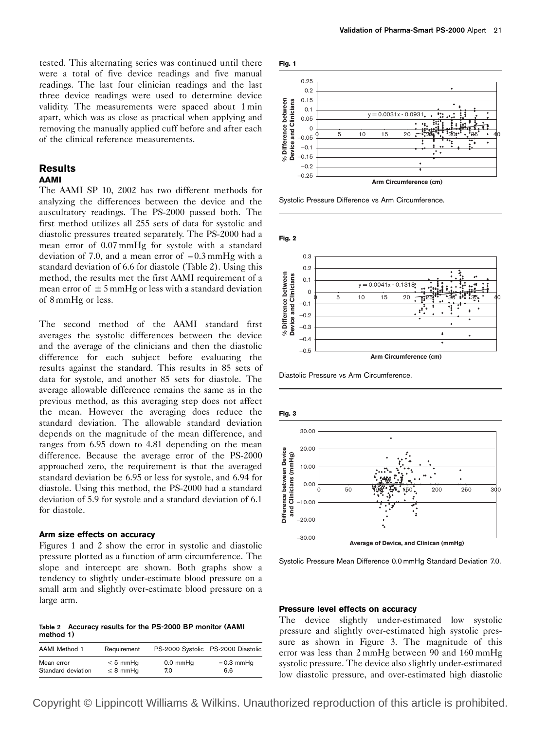tested. This alternating series was continued until there were a total of five device readings and five manual readings. The last four clinician readings and the last three device readings were used to determine device validity. The measurements were spaced about 1 min apart, which was as close as practical when applying and removing the manually applied cuff before and after each of the clinical reference measurements.

## Results

### AAMI

The AAMI SP 10, 2002 has two different methods for analyzing the differences between the device and the auscultatory readings. The PS-2000 passed both. The first method utilizes all 255 sets of data for systolic and diastolic pressures treated separately. The PS-2000 had a mean error of 0.07 mmHg for systole with a standard deviation of 7.0, and a mean error of −0.3 mmHg with a standard deviation of 6.6 for diastole (Table 2). Using this method, the results met the first AAMI requirement of a mean error of ±5 mmHg or less with a standard deviation of 8 mmHg or less.

The second method of the AAMI standard first averages the systolic differences between the device and the average of the clinicians and then the diastolic difference for each subject before evaluating the results against the standard. This results in 85 sets of data for systole, and another 85 sets for diastole. The average allowable difference remains the same as in the previous method, as this averaging step does not affect the mean. However the averaging does reduce the standard deviation. The allowable standard deviation depends on the magnitude of the mean difference, and ranges from 6.95 down to 4.81 depending on the mean difference. Because the average error of the PS-2000 approached zero, the requirement is that the averaged standard deviation be 6.95 or less for systole, and 6.94 for diastole. Using this method, the PS-2000 had a standard deviation of 5.9 for systole and a standard deviation of 6.1 for diastole.

### Arm size effects on accuracy

Figures 1 and 2 show the error in systolic and diastolic pressure plotted as a function of arm circumference. The slope and intercept are shown. Both graphs show a tendency to slightly under-estimate blood pressure on a small arm and slightly over-estimate blood pressure on a large arm.

**Table 2** Accuracy results for the PS-2000 BP monitor (AAMI method 1)

| AAMI Method 1 | Requirement | PS-2000 Systolic | PS-2000 Diastolic |
|---|---|---|---|
| Mean error | ≤ 5 mmHg | 0.0 mmHg | −0.3 mmHg |
| Standard deviation | ≤ 8 mmHg | 7.0 | 6.6 |

**Fig. 1**

Systolic Pressure Difference vs Arm Circumference.

**Fig. 2**

Diastolic Pressure vs Arm Circumference.

**Fig. 3**

Systolic Pressure Mean Difference 0.0 mmHg Standard Deviation 7.0.

### Pressure level effects on accuracy

The device slightly under-estimated low systolic pressure and slightly over-estimated high systolic pressure as shown in Figure 3. The magnitude of this error was less than 2 mmHg between 90 and 160 mmHg systolic pressure. The device also slightly under-estimated low diastolic pressure, and over-estimated high diastolic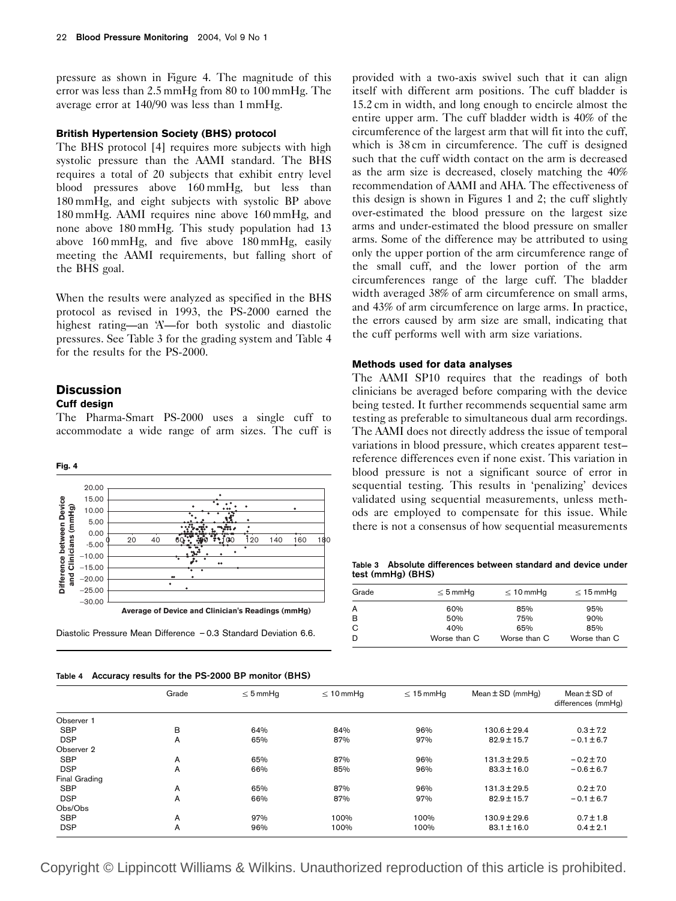pressure as shown in Figure 4. The magnitude of this error was less than 2.5 mmHg from 80 to 100 mmHg. The average error at 140/90 was less than 1 mmHg.

### British Hypertension Society (BHS) protocol

The BHS protocol [4] requires more subjects with high systolic pressure than the AAMI standard. The BHS requires a total of 20 subjects that exhibit entry level blood pressures above 160 mmHg, but less than 180 mmHg, and eight subjects with systolic BP above 180 mmHg. AAMI requires nine above 160 mmHg, and none above 180 mmHg. This study population had 13 above 160 mmHg, and five above 180 mmHg, easily meeting the AAMI requirements, but falling short of the BHS goal.

When the results were analyzed as specified in the BHS protocol as revised in 1993, the PS-2000 earned the highest rating—an 'A'—for both systolic and diastolic pressures. See Table 3 for the grading system and Table 4 for the results for the PS-2000.

## Discussion

### Cuff design

The Pharma-Smart PS-2000 uses a single cuff to accommodate a wide range of arm sizes. The cuff is provided with a two-axis swivel such that it can align itself with different arm positions. The cuff bladder is 15.2 cm in width, and long enough to encircle almost the entire upper arm. The cuff bladder width is 40% of the circumference of the largest arm that will fit into the cuff, which is 38 cm in circumference. The cuff is designed such that the cuff width contact on the arm is decreased as the arm size is decreased, closely matching the 40% recommendation of AAMI and AHA. The effectiveness of this design is shown in Figures 1 and 2; the cuff slightly over-estimated the blood pressure on the largest size arms and under-estimated the blood pressure on smaller arms. Some of the difference may be attributed to using only the upper portion of the arm circumference range of the small cuff, and the lower portion of the arm circumferences range of the large cuff. The bladder width averaged 38% of arm circumference on small arms, and 43% of arm circumference on large arms. In practice, the errors caused by arm size are small, indicating that the cuff performs well with arm size variations.

**Fig. 4**

Diastolic Pressure Mean Difference −0.3 Standard Deviation 6.6.

### Methods used for data analyses

The AAMI SP10 requires that the readings of both clinicians be averaged before comparing with the device being tested. It further recommends sequential same arm testing as preferable to simultaneous dual arm recordings. The AAMI does not directly address the issue of temporal variations in blood pressure, which creates apparent test–reference differences even if none exist. This variation in blood pressure is not a significant source of error in sequential testing. This results in 'penalizing' devices validated using sequential measurements, unless methods are employed to compensate for this issue. While there is not a consensus of how sequential measurements

**Table 3** Absolute differences between standard and device under test (mmHg) (BHS)

| Grade | ≤ 5 mmHg | ≤ 10 mmHg | ≤ 15 mmHg |
|---|---|---|---|
| A | 60% | 85% | 95% |
| B | 50% | 75% | 90% |
| C | 40% | 65% | 85% |
| D | Worse than C | Worse than C | Worse than C |

**Table 4** Accuracy results for the PS-2000 BP monitor (BHS)

| | Grade | ≤ 5 mmHg | ≤ 10 mmHg | ≤ 15 mmHg | Mean ± SD (mmHg) | Mean ± SD of differences (mmHg) |
|---|---|---|---|---|---|---|
| Observer 1 | | | | | | |
| SBP | B | 64% | 84% | 96% | 130.6 ± 29.4 | 0.3 ± 7.2 |
| DSP | A | 65% | 87% | 97% | 82.9 ± 15.7 | −0.1 ± 6.7 |
| Observer 2 | | | | | | |
| SBP | A | 65% | 87% | 96% | 131.3 ± 29.5 | −0.2 ± 7.0 |
| DSP | A | 66% | 85% | 96% | 83.3 ± 16.0 | −0.6 ± 6.7 |
| Final Grading | | | | | | |
| SBP | A | 65% | 87% | 96% | 131.3 ± 29.5 | 0.2 ± 7.0 |
| DSP | A | 66% | 87% | 97% | 82.9 ± 15.7 | −0.1 ± 6.7 |
| Obs/Obs | | | | | | |
| SBP | A | 97% | 100% | 100% | 130.9 ± 29.6 | 0.7 ± 1.8 |
| DSP | A | 96% | 100% | 100% | 83.1 ± 16.0 | 0.4 ± 2.1 |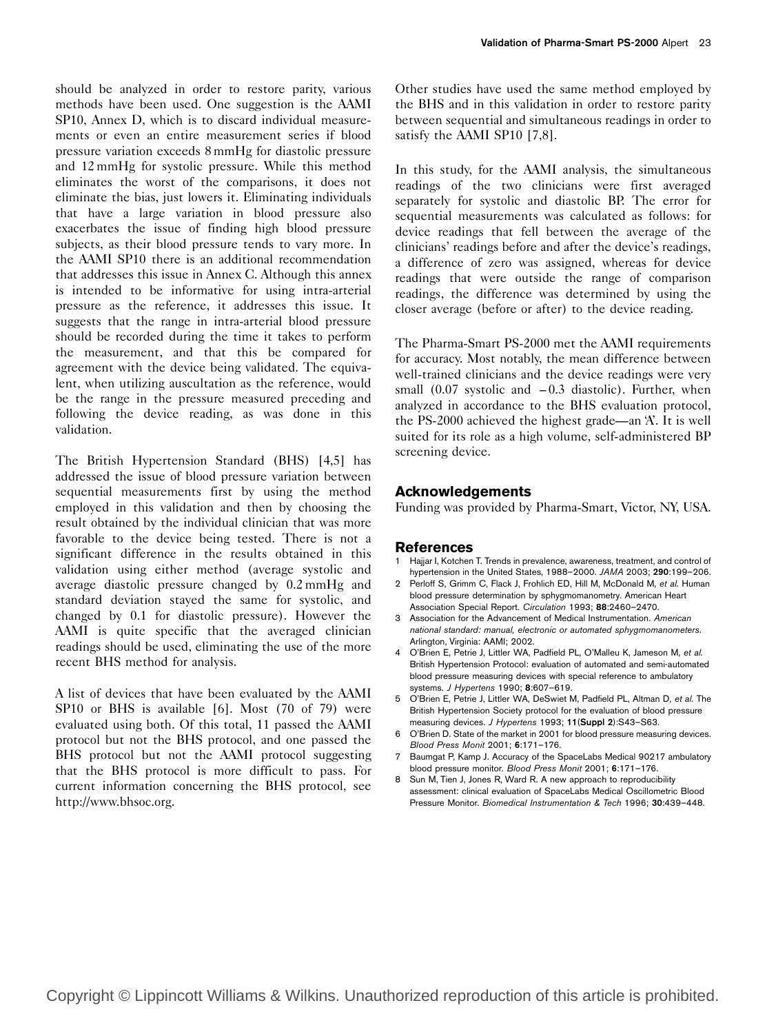should be analyzed in order to restore parity, various methods have been used. One suggestion is the AAMI SP10, Annex D, which is to discard individual measurements or even an entire measurement series if blood pressure variation exceeds 8 mmHg for diastolic pressure and 12 mmHg for systolic pressure. While this method eliminates the worst of the comparisons, it does not eliminate the bias, just lowers it. Eliminating individuals that have a large variation in blood pressure also exacerbates the issue of finding high blood pressure subjects, as their blood pressure tends to vary more. In the AAMI SP10 there is an additional recommendation that addresses this issue in Annex C. Although this annex is intended to be informative for using intra-arterial pressure as the reference, it addresses this issue. It suggests that the range in intra-arterial blood pressure should be recorded during the time it takes to perform the measurement, and that this be compared for agreement with the device being validated. The equivalent, when utilizing auscultation as the reference, would be the range in the pressure measured preceding and following the device reading, as was done in this validation.

The British Hypertension Standard (BHS) [4,5] has addressed the issue of blood pressure variation between sequential measurements first by using the method employed in this validation and then by choosing the result obtained by the individual clinician that was more favorable to the device being tested. There is not a significant difference in the results obtained in this validation using either method (average systolic and average diastolic pressure changed by 0.2 mmHg and standard deviation stayed the same for systolic, and changed by 0.1 for diastolic pressure). However the AAMI is quite specific that the averaged clinician readings should be used, eliminating the use of the more recent BHS method for analysis.

A list of devices that have been evaluated by the AAMI SP10 or BHS is available [6]. Most (70 of 79) were evaluated using both. Of this total, 11 passed the AAMI protocol but not the BHS protocol, and one passed the BHS protocol but not the AAMI protocol suggesting that the BHS protocol is more difficult to pass. For current information concerning the BHS protocol, see http://www.bhsoc.org.

Other studies have used the same method employed by the BHS and in this validation in order to restore parity between sequential and simultaneous readings in order to satisfy the AAMI SP10 [7,8].

In this study, for the AAMI analysis, the simultaneous readings of the two clinicians were first averaged separately for systolic and diastolic BP. The error for sequential measurements was calculated as follows: for device readings that fell between the average of the clinicians' readings before and after the device's readings, a difference of zero was assigned, whereas for device readings that were outside the range of comparison readings, the difference was determined by using the closer average (before or after) to the device reading.

The Pharma-Smart PS-2000 met the AAMI requirements for accuracy. Most notably, the mean difference between well-trained clinicians and the device readings were very small (0.07 systolic and −0.3 diastolic). Further, when analyzed in accordance to the BHS evaluation protocol, the PS-2000 achieved the highest grade—an 'A'. It is well suited for its role as a high volume, self-administered BP screening device.

## Acknowledgements

Funding was provided by Pharma-Smart, Victor, NY, USA.

## References

1. Hajjar I, Kotchen T. Trends in prevalence, awareness, treatment, and control of hypertension in the United States, 1988–2000. *JAMA* 2003; **290**:199–206.
2. Perloff S, Grimm C, Flack J, Frohlich ED, Hill M, McDonald M, *et al.* Human blood pressure determination by sphygmomanometry. American Heart Association Special Report. *Circulation* 1993; **88**:2460–2470.
3. Association for the Advancement of Medical Instrumentation. *American national standard: manual, electronic or automated sphygmomanometers.* Arlington, Virginia: AAMI; 2002.
4. O'Brien E, Petrie J, Littler WA, Padfield PL, O'Malleu K, Jameson M, *et al.* British Hypertension Protocol: evaluation of automated and semi-automated blood pressure measuring devices with special reference to ambulatory systems. *J Hypertens* 1990; **8**:607–619.
5. O'Brien E, Petrie J, Littler WA, DeSwiet M, Padfield PL, Altman D, *et al.* The British Hypertension Society protocol for the evaluation of blood pressure measuring devices. *J Hypertens* 1993; **11**(**Suppl 2**):S43–S63.
6. O'Brien D. State of the market in 2001 for blood pressure measuring devices. *Blood Press Monit* 2001; **6**:171–176.
7. Baumgat P, Kamp J. Accuracy of the SpaceLabs Medical 90217 ambulatory blood pressure monitor. *Blood Press Monit* 2001; **6**:171–176.
8. Sun M, Tien J, Jones R, Ward R. A new approach to reproducibility assessment: clinical evaluation of SpaceLabs Medical Oscillometric Blood Pressure Monitor. *Biomedical Instrumentation & Tech* 1996; **30**:439–448.